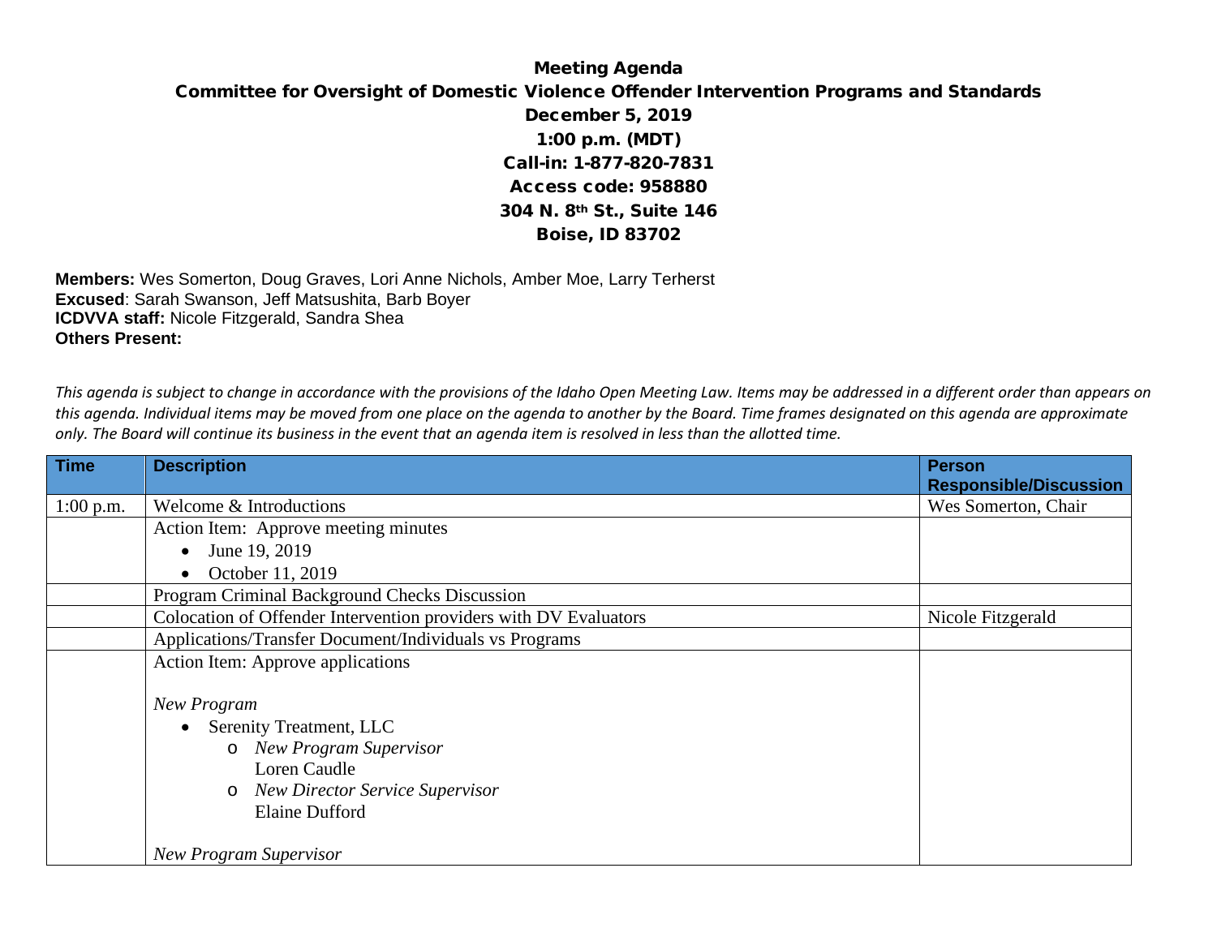# Meeting Agenda

## Committee for Oversight of Domestic Violence Offender Intervention Programs and Standards

**December 5, 2019**
**1:00 p.m. (MDT)**
**Call-in: 1-877-820-7831**
**Access code: 958880**
**304 N. 8th St., Suite 146**
**Boise, ID 83702**

**Members:** Wes Somerton, Doug Graves, Lori Anne Nichols, Amber Moe, Larry Terherst
**Excused**: Sarah Swanson, Jeff Matsushita, Barb Boyer
**ICDVVA staff:** Nicole Fitzgerald, Sandra Shea
**Others Present:**

*This agenda is subject to change in accordance with the provisions of the Idaho Open Meeting Law. Items may be addressed in a different order than appears on this agenda. Individual items may be moved from one place on the agenda to another by the Board. Time frames designated on this agenda are approximate only. The Board will continue its business in the event that an agenda item is resolved in less than the allotted time.*

| Time | Description | Person Responsible/Discussion |
|---|---|---|
| 1:00 p.m. | Welcome & Introductions | Wes Somerton, Chair |
| | Action Item: Approve meeting minutes<br>• June 19, 2019<br>• October 11, 2019 | |
| | Program Criminal Background Checks Discussion | |
| | Colocation of Offender Intervention providers with DV Evaluators | Nicole Fitzgerald |
| | Applications/Transfer Document/Individuals vs Programs | |
| | Action Item: Approve applications<br><br>*New Program*<br>• Serenity Treatment, LLC<br>o *New Program Supervisor* Loren Caudle<br>o *New Director Service Supervisor* Elaine Dufford<br><br>*New Program Supervisor* | |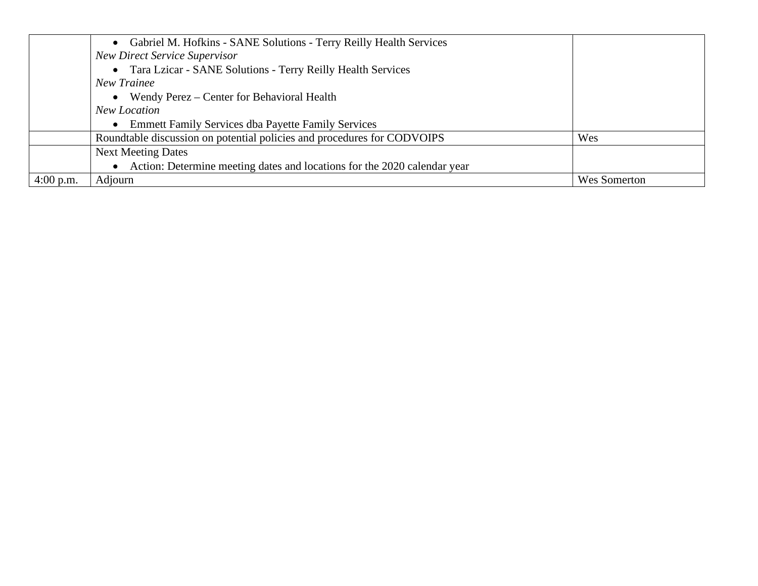| | | |
|---|---|---|
| | • Gabriel M. Hofkins - SANE Solutions - Terry Reilly Health Services<br>*New Direct Service Supervisor*<br>• Tara Lzicar - SANE Solutions - Terry Reilly Health Services<br>*New Trainee*<br>• Wendy Perez – Center for Behavioral Health<br>*New Location*<br>• Emmett Family Services dba Payette Family Services | |
| | Roundtable discussion on potential policies and procedures for CODVOIPS | Wes |
| | Next Meeting Dates<br>• Action: Determine meeting dates and locations for the 2020 calendar year | |
| 4:00 p.m. | Adjourn | Wes Somerton |